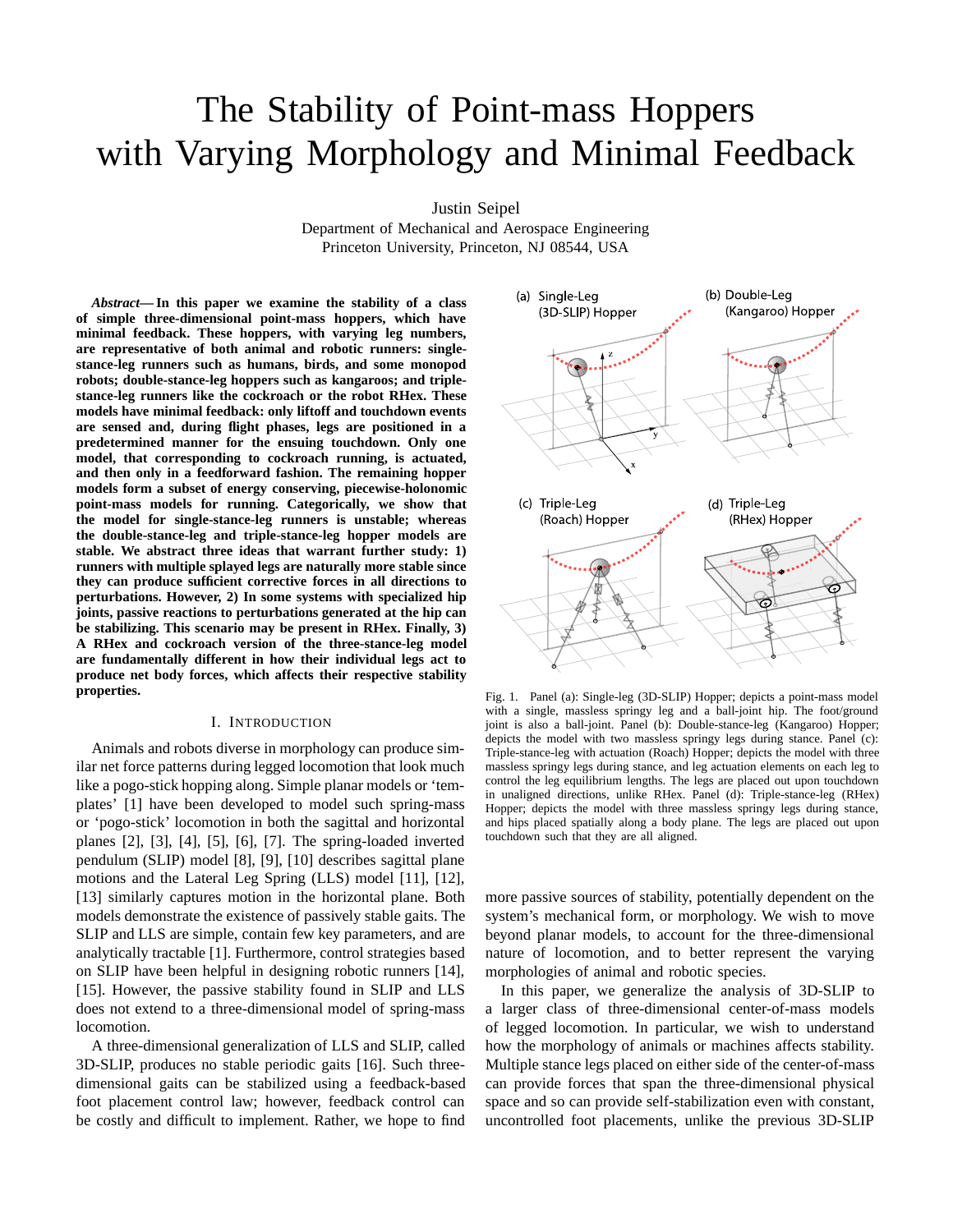# The Stability of Point-mass Hoppers with Varying Morphology and Minimal Feedback

Justin Seipel
Department of Mechanical and Aerospace Engineering
Princeton University, Princeton, NJ 08544, USA

***Abstract*— In this paper we examine the stability of a class of simple three-dimensional point-mass hoppers, which have minimal feedback. These hoppers, with varying leg numbers, are representative of both animal and robotic runners: single-stance-leg runners such as humans, birds, and some monopod robots; double-stance-leg hoppers such as kangaroos; and triple-stance-leg runners like the cockroach or the robot RHex. These models have minimal feedback: only liftoff and touchdown events are sensed and, during flight phases, legs are positioned in a predetermined manner for the ensuing touchdown. Only one model, that corresponding to cockroach running, is actuated, and then only in a feedforward fashion. The remaining hopper models form a subset of energy conserving, piecewise-holonomic point-mass models for running. Categorically, we show that the model for single-stance-leg runners is unstable; whereas the double-stance-leg and triple-stance-leg hopper models are stable. We abstract three ideas that warrant further study: 1) runners with multiple splayed legs are naturally more stable since they can produce sufficient corrective forces in all directions to perturbations. However, 2) In some systems with specialized hip joints, passive reactions to perturbations generated at the hip can be stabilizing. This scenario may be present in RHex. Finally, 3) A RHex and cockroach version of the three-stance-leg model are fundamentally different in how their individual legs act to produce net body forces, which affects their respective stability properties.**

Fig. 1. Panel (a): Single-leg (3D-SLIP) Hopper; depicts a point-mass model with a single, massless springy leg and a ball-joint hip. The foot/ground joint is also a ball-joint. Panel (b): Double-stance-leg (Kangaroo) Hopper; depicts the model with two massless springy legs during stance. Panel (c): Triple-stance-leg with actuation (Roach) Hopper; depicts the model with three massless springy legs during stance, and leg actuation elements on each leg to control the leg equilibrium lengths. The legs are placed out upon touchdown in unaligned directions, unlike RHex. Panel (d): Triple-stance-leg (RHex) Hopper; depicts the model with three massless springy legs during stance, and hips placed spatially along a body plane. The legs are placed out upon touchdown such that they are all aligned.

## I. Introduction

Animals and robots diverse in morphology can produce similar net force patterns during legged locomotion that look much like a pogo-stick hopping along. Simple planar models or 'templates' [1] have been developed to model such spring-mass or 'pogo-stick' locomotion in both the sagittal and horizontal planes [2], [3], [4], [5], [6], [7]. The spring-loaded inverted pendulum (SLIP) model [8], [9], [10] describes sagittal plane motions and the Lateral Leg Spring (LLS) model [11], [12], [13] similarly captures motion in the horizontal plane. Both models demonstrate the existence of passively stable gaits. The SLIP and LLS are simple, contain few key parameters, and are analytically tractable [1]. Furthermore, control strategies based on SLIP have been helpful in designing robotic runners [14], [15]. However, the passive stability found in SLIP and LLS does not extend to a three-dimensional model of spring-mass locomotion.

A three-dimensional generalization of LLS and SLIP, called 3D-SLIP, produces no stable periodic gaits [16]. Such three-dimensional gaits can be stabilized using a feedback-based foot placement control law; however, feedback control can be costly and difficult to implement. Rather, we hope to find more passive sources of stability, potentially dependent on the system's mechanical form, or morphology. We wish to move beyond planar models, to account for the three-dimensional nature of locomotion, and to better represent the varying morphologies of animal and robotic species.

In this paper, we generalize the analysis of 3D-SLIP to a larger class of three-dimensional center-of-mass models of legged locomotion. In particular, we wish to understand how the morphology of animals or machines affects stability. Multiple stance legs placed on either side of the center-of-mass can provide forces that span the three-dimensional physical space and so can provide self-stabilization even with constant, uncontrolled foot placements, unlike the previous 3D-SLIP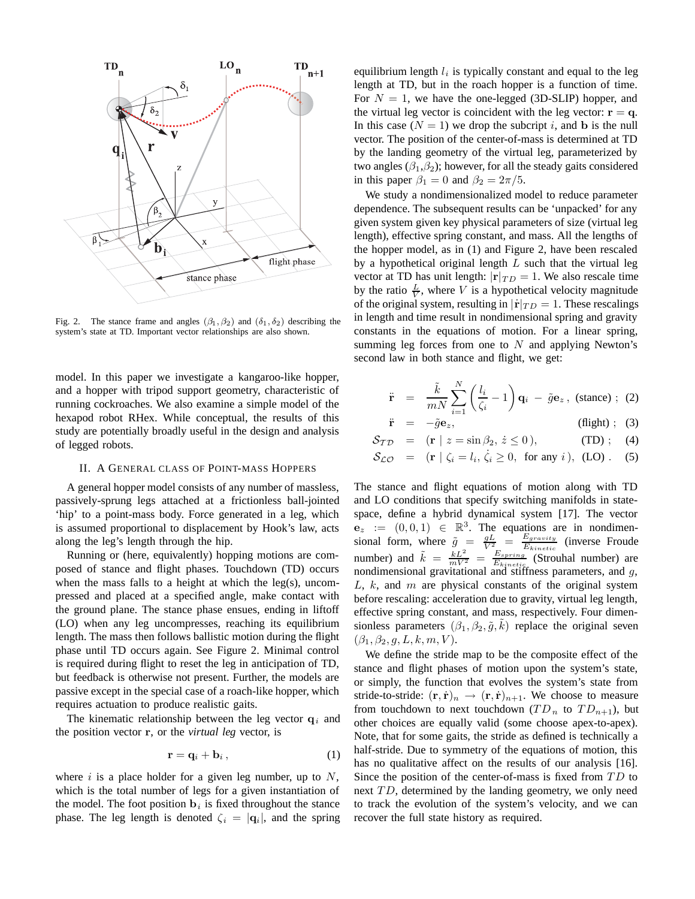Fig. 2. The stance frame and angles $(\beta_1, \beta_2)$ and $(\delta_1, \delta_2)$ describing the system's state at TD. Important vector relationships are also shown.

model. In this paper we investigate a kangaroo-like hopper, and a hopper with tripod support geometry, characteristic of running cockroaches. We also examine a simple model of the hexapod robot RHex. While conceptual, the results of this study are potentially broadly useful in the design and analysis of legged robots.

## II. A General Class of Point-mass Hoppers

A general hopper model consists of any number of massless, passively-sprung legs attached at a frictionless ball-jointed 'hip' to a point-mass body. Force generated in a leg, which is assumed proportional to displacement by Hook's law, acts along the leg's length through the hip.

Running or (here, equivalently) hopping motions are composed of stance and flight phases. Touchdown (TD) occurs when the mass falls to a height at which the leg(s), uncompressed and placed at a specified angle, make contact with the ground plane. The stance phase ensues, ending in liftoff (LO) when any leg uncompresses, reaching its equilibrium length. The mass then follows ballistic motion during the flight phase until TD occurs again. See Figure 2. Minimal control is required during flight to reset the leg in anticipation of TD, but feedback is otherwise not present. Further, the models are passive except in the special case of a roach-like hopper, which requires actuation to produce realistic gaits.

The kinematic relationship between the leg vector $\mathbf{q}_i$ and the position vector $\mathbf{r}$, or the *virtual leg* vector, is

$$\mathbf{r} = \mathbf{q}_i + \mathbf{b}_i \,, \tag{1}$$

where $i$ is a place holder for a given leg number, up to $N$, which is the total number of legs for a given instantiation of the model. The foot position $\mathbf{b}_i$ is fixed throughout the stance phase. The leg length is denoted $\zeta_i = |\mathbf{q}_i|$, and the spring equilibrium length $l_i$ is typically constant and equal to the leg length at TD, but in the roach hopper is a function of time. For $N = 1$, we have the one-legged (3D-SLIP) hopper, and the virtual leg vector is coincident with the leg vector: $\mathbf{r} = \mathbf{q}$. In this case ($N = 1$) we drop the subcript $i$, and $\mathbf{b}$ is the null vector. The position of the center-of-mass is determined at TD by the landing geometry of the virtual leg, parameterized by two angles ($\beta_1$,$\beta_2$); however, for all the steady gaits considered in this paper $\beta_1 = 0$ and $\beta_2 = 2\pi/5$.

We study a nondimensionalized model to reduce parameter dependence. The subsequent results can be 'unpacked' for any given system given key physical parameters of size (virtual leg length), effective spring constant, and mass. All the lengths of the hopper model, as in (1) and Figure 2, have been rescaled by a hypothetical original length $L$ such that the virtual leg vector at TD has unit length: $|\mathbf{r}|_{TD} = 1$. We also rescale time by the ratio $\frac{L}{V}$, where $V$ is a hypothetical velocity magnitude of the original system, resulting in $|\dot{\mathbf{r}}|_{TD} = 1$. These rescalings in length and time result in nondimensional spring and gravity constants in the equations of motion. For a linear spring, summing leg forces from one to $N$ and applying Newton's second law in both stance and flight, we get:

$$\ddot{\mathbf{r}} = \frac{\tilde{k}}{mN} \sum_{i=1}^{N} \left( \frac{l_i}{\zeta_i} - 1 \right) \mathbf{q}_i - \tilde{g}\mathbf{e}_z \,, \text{ (stance)} \,; \tag{2}$$

$$\ddot{\mathbf{r}} = -\tilde{g}\mathbf{e}_z, \qquad \text{(flight)} \,; \tag{3}$$

$$\mathcal{S}_{\mathcal{TD}} = (\mathbf{r} \mid z = \sin\beta_2, \, \dot{z} \leq 0\,), \qquad \text{(TD)} \,; \tag{4}$$

$$\mathcal{S}_{\mathcal{LO}} = (\mathbf{r} \mid \zeta_i = l_i, \, \dot{\zeta}_i \geq 0, \text{ for any } i\,), \text{ (LO)} \,. \tag{5}$$

The stance and flight equations of motion along with TD and LO conditions that specify switching manifolds in state-space, define a hybrid dynamical system [17]. The vector $\mathbf{e}_z := (0, 0, 1) \in \mathbb{R}^3$. The equations are in nondimensional form, where $\tilde{g} = \frac{gL}{V^2} = \frac{E_{gravity}}{E_{kinetic}}$ (inverse Froude number) and $\tilde{k} = \frac{kL^2}{mV^2} = \frac{E_{spring}}{E_{kinetic}}$ (Strouhal number) are nondimensional gravitational and stiffness parameters, and $g$, $L$, $k$, and $m$ are physical constants of the original system before rescaling: acceleration due to gravity, virtual leg length, effective spring constant, and mass, respectively. Four dimensionless parameters $(\beta_1, \beta_2, \tilde{g}, \tilde{k})$ replace the original seven $(\beta_1, \beta_2, g, L, k, m, V)$.

We define the stride map to be the composite effect of the stance and flight phases of motion upon the system's state, or simply, the function that evolves the system's state from stride-to-stride: $(\mathbf{r}, \dot{\mathbf{r}})_n \rightarrow (\mathbf{r}, \dot{\mathbf{r}})_{n+1}$. We choose to measure from touchdown to next touchdown ($TD_n$ to $TD_{n+1}$), but other choices are equally valid (some choose apex-to-apex). Note, that for some gaits, the stride as defined is technically a half-stride. Due to symmetry of the equations of motion, this has no qualitative affect on the results of our analysis [16]. Since the position of the center-of-mass is fixed from $TD$ to next $TD$, determined by the landing geometry, we only need to track the evolution of the system's velocity, and we can recover the full state history as required.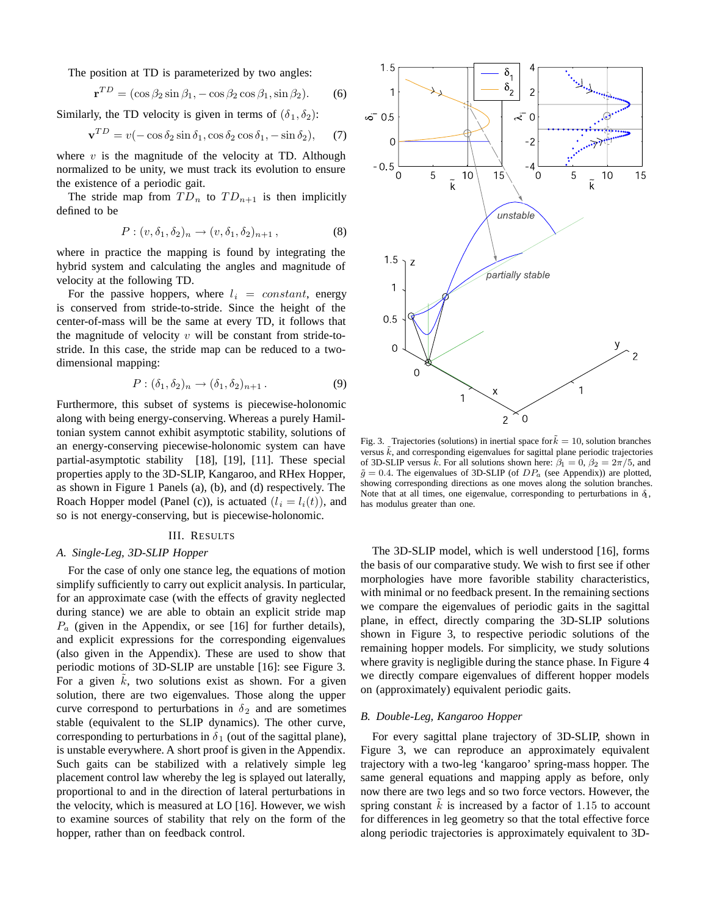The position at TD is parameterized by two angles:

$$\mathbf{r}^{TD} = (\cos\beta_2 \sin\beta_1, -\cos\beta_2 \cos\beta_1, \sin\beta_2). \quad (6)$$

Similarly, the TD velocity is given in terms of $(\delta_1, \delta_2)$:

$$\mathbf{v}^{TD} = v(-\cos\delta_2 \sin\delta_1, \cos\delta_2 \cos\delta_1, -\sin\delta_2), \quad (7)$$

where $v$ is the magnitude of the velocity at TD. Although normalized to be unity, we must track its evolution to ensure the existence of a periodic gait.

The stride map from $TD_n$ to $TD_{n+1}$ is then implicitly defined to be

$$P : (v, \delta_1, \delta_2)_n \rightarrow (v, \delta_1, \delta_2)_{n+1}, \quad (8)$$

where in practice the mapping is found by integrating the hybrid system and calculating the angles and magnitude of velocity at the following TD.

For the passive hoppers, where $l_i = constant$, energy is conserved from stride-to-stride. Since the height of the center-of-mass will be the same at every TD, it follows that the magnitude of velocity $v$ will be constant from stride-to-stride. In this case, the stride map can be reduced to a two-dimensional mapping:

$$P : (\delta_1, \delta_2)_n \rightarrow (\delta_1, \delta_2)_{n+1}. \quad (9)$$

Furthermore, this subset of systems is piecewise-holonomic along with being energy-conserving. Whereas a purely Hamiltonian system cannot exhibit asymptotic stability, solutions of an energy-conserving piecewise-holonomic system can have partial-asymptotic stability [18], [19], [11]. These special properties apply to the 3D-SLIP, Kangaroo, and RHex Hopper, as shown in Figure 1 Panels (a), (b), and (d) respectively. The Roach Hopper model (Panel (c)), is actuated ($l_i = l_i(t)$), and so is not energy-conserving, but is piecewise-holonomic.

## III. Results

### A. Single-Leg, 3D-SLIP Hopper

For the case of only one stance leg, the equations of motion simplify sufficiently to carry out explicit analysis. In particular, for an approximate case (with the effects of gravity neglected during stance) we are able to obtain an explicit stride map $P_a$ (given in the Appendix, or see [16] for further details), and explicit expressions for the corresponding eigenvalues (also given in the Appendix). These are used to show that periodic motions of 3D-SLIP are unstable [16]: see Figure 3. For a given $\tilde{k}$, two solutions exist as shown. For a given solution, there are two eigenvalues. Those along the upper curve correspond to perturbations in $\delta_2$ and are sometimes stable (equivalent to the SLIP dynamics). The other curve, corresponding to perturbations in $\delta_1$ (out of the sagittal plane), is unstable everywhere. A short proof is given in the Appendix. Such gaits can be stabilized with a relatively simple leg placement control law whereby the leg is splayed out laterally, proportional to and in the direction of lateral perturbations in the velocity, which is measured at LO [16]. However, we wish to examine sources of stability that rely on the form of the hopper, rather than on feedback control.

Fig. 3. Trajectories (solutions) in inertial space for $\tilde{k} = 10$, solution branches versus $\tilde{k}$, and corresponding eigenvalues for sagittal plane periodic trajectories of 3D-SLIP versus $\tilde{k}$. For all solutions shown here: $\beta_1 = 0$, $\beta_2 = 2\pi/5$, and $\tilde{g} = 0.4$. The eigenvalues of 3D-SLIP (of $DP_a$ (see Appendix)) are plotted, showing corresponding directions as one moves along the solution branches. Note that at all times, one eigenvalue, corresponding to perturbations in $\delta_1$, has modulus greater than one.

The 3D-SLIP model, which is well understood [16], forms the basis of our comparative study. We wish to first see if other morphologies have more favorible stability characteristics, with minimal or no feedback present. In the remaining sections we compare the eigenvalues of periodic gaits in the sagittal plane, in effect, directly comparing the 3D-SLIP solutions shown in Figure 3, to respective periodic solutions of the remaining hopper models. For simplicity, we study solutions where gravity is negligible during the stance phase. In Figure 4 we directly compare eigenvalues of different hopper models on (approximately) equivalent periodic gaits.

### B. Double-Leg, Kangaroo Hopper

For every sagittal plane trajectory of 3D-SLIP, shown in Figure 3, we can reproduce an approximately equivalent trajectory with a two-leg 'kangaroo' spring-mass hopper. The same general equations and mapping apply as before, only now there are two legs and so two force vectors. However, the spring constant $\tilde{k}$ is increased by a factor of 1.15 to account for differences in leg geometry so that the total effective force along periodic trajectories is approximately equivalent to 3D-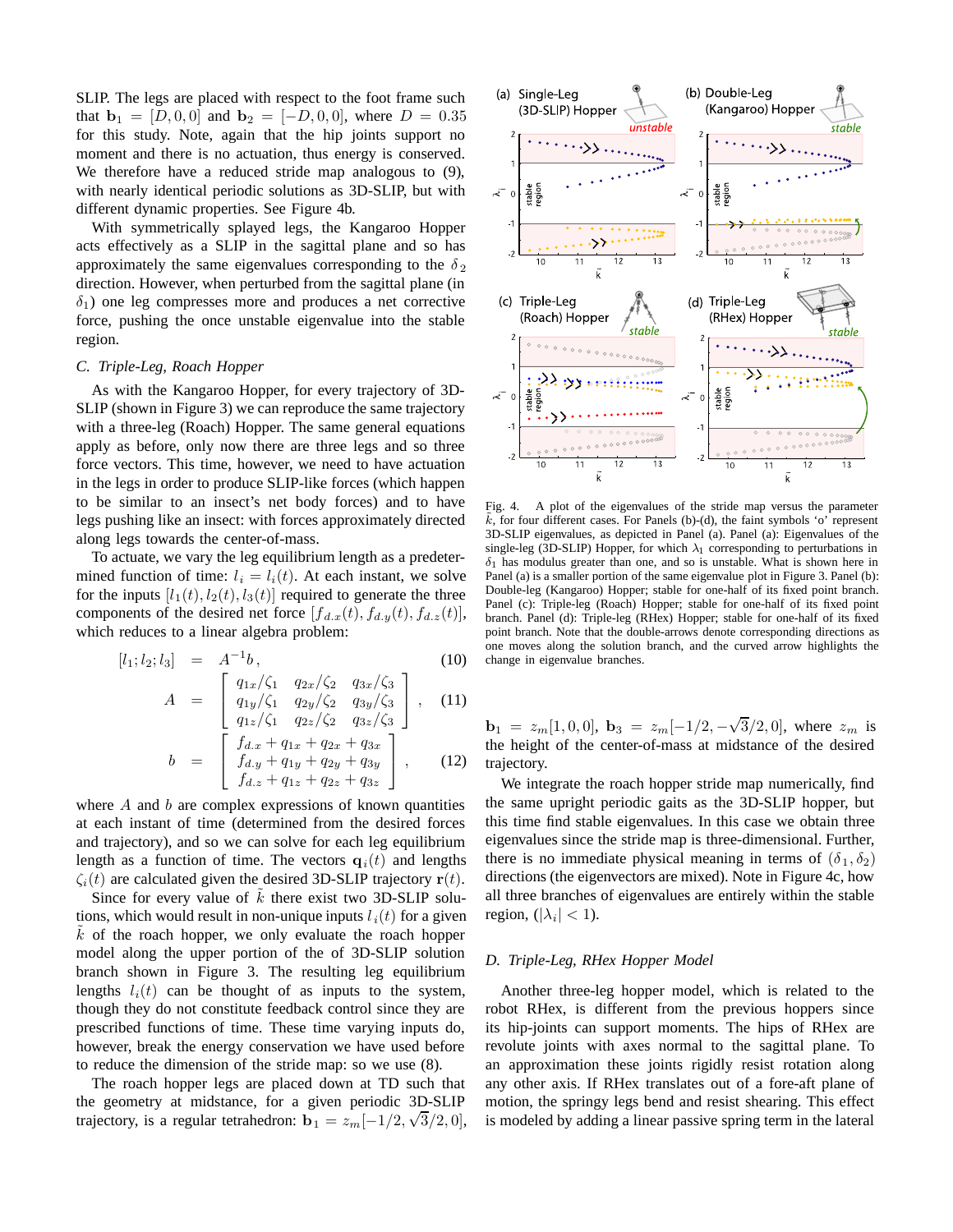SLIP. The legs are placed with respect to the foot frame such that $\mathbf{b}_1 = [D, 0, 0]$ and $\mathbf{b}_2 = [-D, 0, 0]$, where $D = 0.35$ for this study. Note, again that the hip joints support no moment and there is no actuation, thus energy is conserved. We therefore have a reduced stride map analogous to (9), with nearly identical periodic solutions as 3D-SLIP, but with different dynamic properties. See Figure 4b.

With symmetrically splayed legs, the Kangaroo Hopper acts effectively as a SLIP in the sagittal plane and so has approximately the same eigenvalues corresponding to the $\delta_2$ direction. However, when perturbed from the sagittal plane (in $\delta_1$) one leg compresses more and produces a net corrective force, pushing the once unstable eigenvalue into the stable region.

### C. Triple-Leg, Roach Hopper

As with the Kangaroo Hopper, for every trajectory of 3D-SLIP (shown in Figure 3) we can reproduce the same trajectory with a three-leg (Roach) Hopper. The same general equations apply as before, only now there are three legs and so three force vectors. This time, however, we need to have actuation in the legs in order to produce SLIP-like forces (which happen to be similar to an insect's net body forces) and to have legs pushing like an insect: with forces approximately directed along legs towards the center-of-mass.

To actuate, we vary the leg equilibrium length as a predetermined function of time: $l_i = l_i(t)$. At each instant, we solve for the inputs $[l_1(t), l_2(t), l_3(t)]$ required to generate the three components of the desired net force $[f_{d.x}(t), f_{d.y}(t), f_{d.z}(t)]$, which reduces to a linear algebra problem:

$$[l_1; l_2; l_3] = A^{-1} b, \tag{10}$$

$$A = \begin{bmatrix} q_{1x}/\zeta_1 & q_{2x}/\zeta_2 & q_{3x}/\zeta_3 \\ q_{1y}/\zeta_1 & q_{2y}/\zeta_2 & q_{3y}/\zeta_3 \\ q_{1z}/\zeta_1 & q_{2z}/\zeta_2 & q_{3z}/\zeta_3 \end{bmatrix}, \tag{11}$$

$$b = \begin{bmatrix} f_{d.x} + q_{1x} + q_{2x} + q_{3x} \\ f_{d.y} + q_{1y} + q_{2y} + q_{3y} \\ f_{d.z} + q_{1z} + q_{2z} + q_{3z} \end{bmatrix}, \tag{12}$$

where $A$ and $b$ are complex expressions of known quantities at each instant of time (determined from the desired forces and trajectory), and so we can solve for each leg equilibrium length as a function of time. The vectors $\mathbf{q}_i(t)$ and lengths $\zeta_i(t)$ are calculated given the desired 3D-SLIP trajectory $\mathbf{r}(t)$.

Since for every value of $\tilde{k}$ there exist two 3D-SLIP solutions, which would result in non-unique inputs $l_i(t)$ for a given $\tilde{k}$ of the roach hopper, we only evaluate the roach hopper model along the upper portion of the of 3D-SLIP solution branch shown in Figure 3. The resulting leg equilibrium lengths $l_i(t)$ can be thought of as inputs to the system, though they do not constitute feedback control since they are prescribed functions of time. These time varying inputs do, however, break the energy conservation we have used before to reduce the dimension of the stride map: so we use (8).

The roach hopper legs are placed down at TD such that the geometry at midstance, for a given periodic 3D-SLIP trajectory, is a regular tetrahedron: $\mathbf{b}_1 = z_m[-1/2, \sqrt{3}/2, 0]$, $\mathbf{b}_1 = z_m[1, 0, 0]$, $\mathbf{b}_3 = z_m[-1/2, -\sqrt{3}/2, 0]$, where $z_m$ is the height of the center-of-mass at midstance of the desired trajectory.

We integrate the roach hopper stride map numerically, find the same upright periodic gaits as the 3D-SLIP hopper, but this time find stable eigenvalues. In this case we obtain three eigenvalues since the stride map is three-dimensional. Further, there is no immediate physical meaning in terms of $(\delta_1, \delta_2)$ directions (the eigenvectors are mixed). Note in Figure 4c, how all three branches of eigenvalues are entirely within the stable region, ($|\lambda_i| < 1$).

Fig. 4. A plot of the eigenvalues of the stride map versus the parameter $\tilde{k}$, for four different cases. For Panels (b)-(d), the faint symbols 'o' represent 3D-SLIP eigenvalues, as depicted in Panel (a). Panel (a): Eigenvalues of the single-leg (3D-SLIP) Hopper, for which $\lambda_1$ corresponding to perturbations in $\delta_1$ has modulus greater than one, and so is unstable. What is shown here in Panel (a) is a smaller portion of the same eigenvalue plot in Figure 3. Panel (b): Double-leg (Kangaroo) Hopper; stable for one-half of its fixed point branch. Panel (c): Triple-leg (Roach) Hopper; stable for one-half of its fixed point branch. Panel (d): Triple-leg (RHex) Hopper; stable for one-half of its fixed point branch. Note that the double-arrows denote corresponding directions as one moves along the solution branch, and the curved arrow highlights the change in eigenvalue branches.

### D. Triple-Leg, RHex Hopper Model

Another three-leg hopper model, which is related to the robot RHex, is different from the previous hoppers since its hip-joints can support moments. The hips of RHex are revolute joints with axes normal to the sagittal plane. To an approximation these joints rigidly resist rotation along any other axis. If RHex translates out of a fore-aft plane of motion, the springy legs bend and resist shearing. This effect is modeled by adding a linear passive spring term in the lateral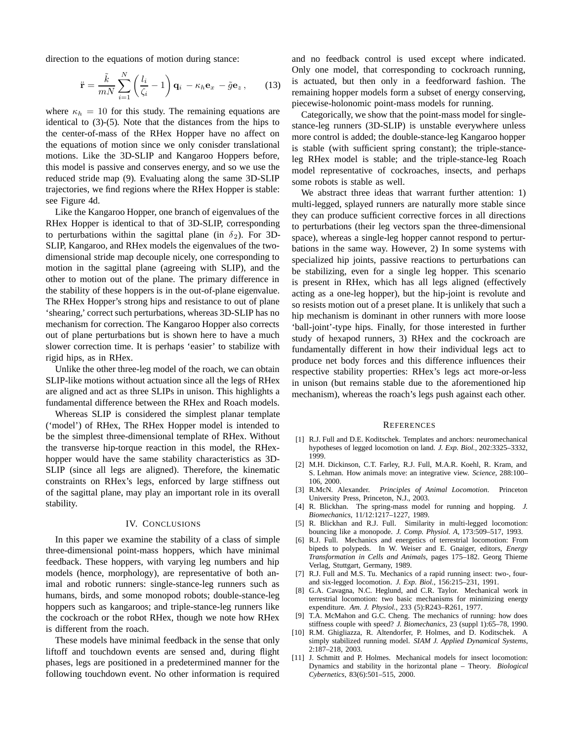direction to the equations of motion during stance:

$$\ddot{\mathbf{r}} = \frac{\tilde{k}}{mN} \sum_{i=1}^{N} \left( \frac{l_i}{\zeta_i} - 1 \right) \mathbf{q}_i - \kappa_h \mathbf{e}_x - \tilde{g} \mathbf{e}_z \,, \qquad (13)$$

where $\kappa_h = 10$ for this study. The remaining equations are identical to (3)-(5). Note that the distances from the hips to the center-of-mass of the RHex Hopper have no affect on the equations of motion since we only conisder translational motions. Like the 3D-SLIP and Kangaroo Hoppers before, this model is passive and conserves energy, and so we use the reduced stride map (9). Evaluating along the same 3D-SLIP trajectories, we find regions where the RHex Hopper is stable: see Figure 4d.

Like the Kangaroo Hopper, one branch of eigenvalues of the RHex Hopper is identical to that of 3D-SLIP, corresponding to perturbations within the sagittal plane (in $\delta_2$). For 3D-SLIP, Kangaroo, and RHex models the eigenvalues of the two-dimensional stride map decouple nicely, one corresponding to motion in the sagittal plane (agreeing with SLIP), and the other to motion out of the plane. The primary difference in the stability of these hoppers is in the out-of-plane eigenvalue. The RHex Hopper's strong hips and resistance to out of plane 'shearing,' correct such perturbations, whereas 3D-SLIP has no mechanism for correction. The Kangaroo Hopper also corrects out of plane perturbations but is shown here to have a much slower correction time. It is perhaps 'easier' to stabilize with rigid hips, as in RHex.

Unlike the other three-leg model of the roach, we can obtain SLIP-like motions without actuation since all the legs of RHex are aligned and act as three SLIPs in unison. This highlights a fundamental difference between the RHex and Roach models.

Whereas SLIP is considered the simplest planar template ('model') of RHex, The RHex Hopper model is intended to be the simplest three-dimensional template of RHex. Without the transverse hip-torque reaction in this model, the RHex-hopper would have the same stability characteristics as 3D-SLIP (since all legs are aligned). Therefore, the kinematic constraints on RHex's legs, enforced by large stiffness out of the sagittal plane, may play an important role in its overall stability.

## IV. Conclusions

In this paper we examine the stability of a class of simple three-dimensional point-mass hoppers, which have minimal feedback. These hoppers, with varying leg numbers and hip models (hence, morphology), are representative of both animal and robotic runners: single-stance-leg runners such as humans, birds, and some monopod robots; double-stance-leg hoppers such as kangaroos; and triple-stance-leg runners like the cockroach or the robot RHex, though we note how RHex is different from the roach.

These models have minimal feedback in the sense that only liftoff and touchdown events are sensed and, during flight phases, legs are positioned in a predetermined manner for the following touchdown event. No other information is required and no feedback control is used except where indicated. Only one model, that corresponding to cockroach running, is actuated, but then only in a feedforward fashion. The remaining hopper models form a subset of energy conserving, piecewise-holonomic point-mass models for running.

Categorically, we show that the point-mass model for single-stance-leg runners (3D-SLIP) is unstable everywhere unless more control is added; the double-stance-leg Kangaroo hopper is stable (with sufficient spring constant); the triple-stance-leg RHex model is stable; and the triple-stance-leg Roach model representative of cockroaches, insects, and perhaps some robots is stable as well.

We abstract three ideas that warrant further attention: 1) multi-legged, splayed runners are naturally more stable since they can produce sufficient corrective forces in all directions to perturbations (their leg vectors span the three-dimensional space), whereas a single-leg hopper cannot respond to perturbations in the same way. However, 2) In some systems with specialized hip joints, passive reactions to perturbations can be stabilizing, even for a single leg hopper. This scenario is present in RHex, which has all legs aligned (effectively acting as a one-leg hopper), but the hip-joint is revolute and so resists motion out of a preset plane. It is unlikely that such a hip mechanism is dominant in other runners with more loose 'ball-joint'-type hips. Finally, for those interested in further study of hexapod runners, 3) RHex and the cockroach are fundamentally different in how their individual legs act to produce net body forces and this difference influences their respective stability properties: RHex's legs act more-or-less in unison (but remains stable due to the aforementioned hip mechanism), whereas the roach's legs push against each other.

## References

[1] R.J. Full and D.E. Koditschek. Templates and anchors: neuromechanical hypotheses of legged locomotion on land. *J. Exp. Biol.*, 202:3325–3332, 1999.

[2] M.H. Dickinson, C.T. Farley, R.J. Full, M.A.R. Koehl, R. Kram, and S. Lehman. How animals move: an integrative view. *Science*, 288:100–106, 2000.

[3] R.McN. Alexander. *Principles of Animal Locomotion*. Princeton University Press, Princeton, N.J., 2003.

[4] R. Blickhan. The spring-mass model for running and hopping. *J. Biomechanics*, 11/12:1217–1227, 1989.

[5] R. Blickhan and R.J. Full. Similarity in multi-legged locomotion: bouncing like a monopode. *J. Comp. Physiol. A*, 173:509–517, 1993.

[6] R.J. Full. Mechanics and energetics of terrestrial locomotion: From bipeds to polypeds. In W. Weiser and E. Gnaiger, editors, *Energy Transformation in Cells and Animals*, pages 175–182. Georg Thieme Verlag, Stuttgart, Germany, 1989.

[7] R.J. Full and M.S. Tu. Mechanics of a rapid running insect: two-, four- and six-legged locomotion. *J. Exp. Biol.*, 156:215–231, 1991.

[8] G.A. Cavagna, N.C. Heglund, and C.R. Taylor. Mechanical work in terrestrial locomotion: two basic mechanisms for minimizing energy expenditure. *Am. J. Physiol.*, 233 (5):R243–R261, 1977.

[9] T.A. McMahon and G.C. Cheng. The mechanics of running: how does stiffness couple with speed? *J. Biomechanics*, 23 (suppl 1):65–78, 1990.

[10] R.M. Ghigliazza, R. Altendorfer, P. Holmes, and D. Koditschek. A simply stabilized running model. *SIAM J. Applied Dynamical Systems*, 2:187–218, 2003.

[11] J. Schmitt and P. Holmes. Mechanical models for insect locomotion: Dynamics and stability in the horizontal plane – Theory. *Biological Cybernetics*, 83(6):501–515, 2000.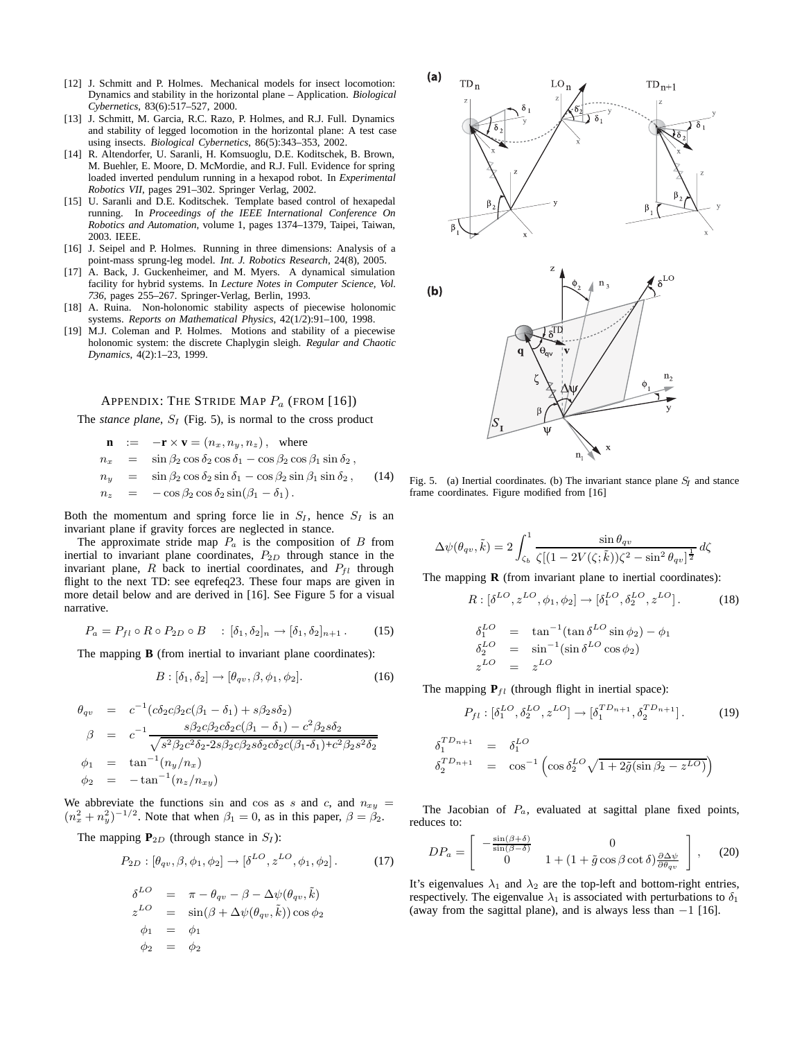[12] J. Schmitt and P. Holmes. Mechanical models for insect locomotion: Dynamics and stability in the horizontal plane – Application. *Biological Cybernetics*, 83(6):517–527, 2000.

[13] J. Schmitt, M. Garcia, R.C. Razo, P. Holmes, and R.J. Full. Dynamics and stability of legged locomotion in the horizontal plane: A test case using insects. *Biological Cybernetics*, 86(5):343–353, 2002.

[14] R. Altendorfer, U. Saranli, H. Komsuoglu, D.E. Koditschek, B. Brown, M. Buehler, E. Moore, D. McMordie, and R.J. Full. Evidence for spring loaded inverted pendulum running in a hexapod robot. In *Experimental Robotics VII*, pages 291–302. Springer Verlag, 2002.

[15] U. Saranli and D.E. Koditschek. Template based control of hexapedal running. In *Proceedings of the IEEE International Conference On Robotics and Automation*, volume 1, pages 1374–1379, Taipei, Taiwan, 2003. IEEE.

[16] J. Seipel and P. Holmes. Running in three dimensions: Analysis of a point-mass sprung-leg model. *Int. J. Robotics Research*, 24(8), 2005.

[17] A. Back, J. Guckenheimer, and M. Myers. A dynamical simulation facility for hybrid systems. In *Lecture Notes in Computer Science, Vol. 736*, pages 255–267. Springer-Verlag, Berlin, 1993.

[18] A. Ruina. Non-holonomic stability aspects of piecewise holonomic systems. *Reports on Mathematical Physics*, 42(1/2):91–100, 1998.

[19] M.J. Coleman and P. Holmes. Motions and stability of a piecewise holonomic system: the discrete Chaplygin sleigh. *Regular and Chaotic Dynamics*, 4(2):1–23, 1999.

## Appendix: The Stride Map $P_a$ (from [16])

The *stance plane*, $S_I$ (Fig. 5), is normal to the cross product

$$
\begin{aligned}
\mathbf{n} &:= -\mathbf{r} \times \mathbf{v} = (n_x, n_y, n_z), \quad \text{where} \\
n_x &= \sin\beta_2 \cos\delta_2 \cos\delta_1 - \cos\beta_2 \cos\beta_1 \sin\delta_2 , \\
n_y &= \sin\beta_2 \cos\delta_2 \sin\delta_1 - \cos\beta_2 \sin\beta_1 \sin\delta_2 , \\
n_z &= -\cos\beta_2 \cos\delta_2 \sin(\beta_1 - \delta_1) .
\end{aligned} \tag{14}
$$

Both the momentum and spring force lie in $S_I$, hence $S_I$ is an invariant plane if gravity forces are neglected in stance.

The approximate stride map $P_a$ is the composition of $B$ from inertial to invariant plane coordinates, $P_{2D}$ through stance in the invariant plane, $R$ back to inertial coordinates, and $P_{fl}$ through flight to the next TD: see eqrefeq23. These four maps are given in more detail below and are derived in [16]. See Figure 5 for a visual narrative.

$$
P_a = P_{fl} \circ R \circ P_{2D} \circ B \quad : [\delta_1, \delta_2]_n \rightarrow [\delta_1, \delta_2]_{n+1} . \tag{15}
$$

The mapping **B** (from inertial to invariant plane coordinates):

$$
B : [\delta_1, \delta_2] \rightarrow [\theta_{qv}, \beta, \phi_1, \phi_2]. \tag{16}
$$

$$
\begin{aligned}
\theta_{qv} &= c^{-1}(c\delta_2 c\beta_2 c(\beta_1 - \delta_1) + s\beta_2 s\delta_2) \\
\beta &= c^{-1}\frac{s\beta_2 c\beta_2 c\delta_2 c(\beta_1 - \delta_1) - c^2\beta_2 s\delta_2}{\sqrt{s^2\beta_2 c^2\delta_2 - 2s\beta_2 c\beta_2 s\delta_2 c\delta_2 c(\beta_1 - \delta_1) + c^2\beta_2 s^2\delta_2}} \\
\phi_1 &= \tan^{-1}(n_y/n_x) \\
\phi_2 &= -\tan^{-1}(n_z/n_{xy})
\end{aligned}
$$

We abbreviate the functions sin and cos as $s$ and $c$, and $n_{xy} = (n_x^2 + n_y^2)^{-1/2}$. Note that when $\beta_1 = 0$, as in this paper, $\beta = \beta_2$.

The mapping $\mathbf{P}_{2D}$ (through stance in $S_I$):

$$
P_{2D} : [\theta_{qv}, \beta, \phi_1, \phi_2] \rightarrow [\delta^{LO}, z^{LO}, \phi_1, \phi_2] . \tag{17}
$$

$$
\begin{aligned}
\delta^{LO} &= \pi - \theta_{qv} - \beta - \Delta\psi(\theta_{qv}, \tilde{k}) \\
z^{LO} &= \sin(\beta + \Delta\psi(\theta_{qv}, \tilde{k})) \cos\phi_2 \\
\phi_1 &= \phi_1 \\
\phi_2 &= \phi_2
\end{aligned}
$$

Fig. 5. (a) Inertial coordinates. (b) The invariant stance plane $S_I$ and stance frame coordinates. Figure modified from [16]

$$
\Delta\psi(\theta_{qv}, \tilde{k}) = 2\int_{\zeta_b}^{1} \frac{\sin\theta_{qv}}{\zeta[(1 - 2V(\zeta;\tilde{k}))\zeta^2 - \sin^2\theta_{qv}]^{\frac{1}{2}}}\, d\zeta
$$

The mapping **R** (from invariant plane to inertial coordinates):

$$
R : [\delta^{LO}, z^{LO}, \phi_1, \phi_2] \rightarrow [\delta_1^{LO}, \delta_2^{LO}, z^{LO}] . \tag{18}
$$

$$
\begin{aligned}
\delta_1^{LO} &= \tan^{-1}(\tan\delta^{LO} \sin\phi_2) - \phi_1 \\
\delta_2^{LO} &= \sin^{-1}(\sin\delta^{LO} \cos\phi_2) \\
z^{LO} &= z^{LO}
\end{aligned}
$$

The mapping $\mathbf{P}_{fl}$ (through flight in inertial space):

$$
P_{fl} : [\delta_1^{LO}, \delta_2^{LO}, z^{LO}] \rightarrow [\delta_1^{TD_{n+1}}, \delta_2^{TD_{n+1}}] . \tag{19}
$$

$$
\begin{aligned}
\delta_1^{TD_{n+1}} &= \delta_1^{LO} \\
\delta_2^{TD_{n+1}} &= \cos^{-1}\left(\cos\delta_2^{LO}\sqrt{1 + 2\tilde{g}(\sin\beta_2 - z^{LO})}\right)
\end{aligned}
$$

The Jacobian of $P_a$, evaluated at sagittal plane fixed points, reduces to:

$$
DP_a = \begin{bmatrix} -\frac{\sin(\beta+\delta)}{\sin(\beta-\delta)} & 0 \\ 0 & 1 + (1 + \tilde{g}\cos\beta\cot\delta)\frac{\partial\Delta\psi}{\partial\theta_{qv}} \end{bmatrix} , \tag{20}
$$

It's eigenvalues $\lambda_1$ and $\lambda_2$ are the top-left and bottom-right entries, respectively. The eigenvalue $\lambda_1$ is associated with perturbations to $\delta_1$ (away from the sagittal plane), and is always less than $-1$ [16].